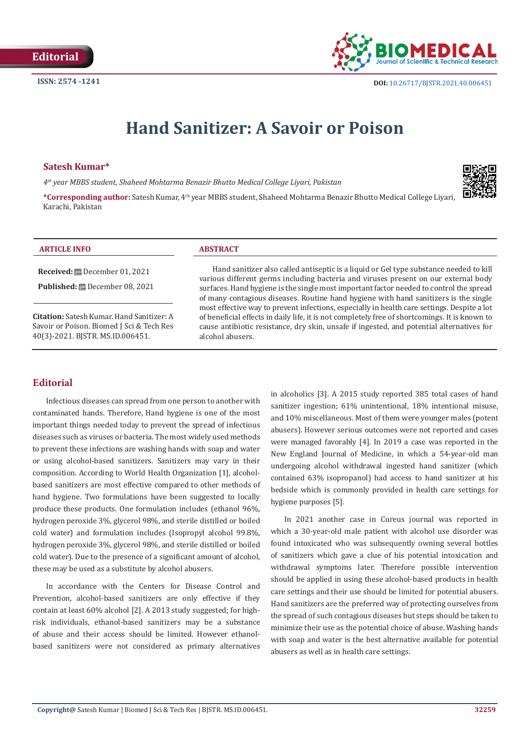Editorial

ISSN: 2574 -1241

DOI: 10.26717/BJSTR.2021.40.006451

# Hand Sanitizer: A Savoir or Poison

**Satesh Kumar***

*4th year MBBS student, Shaheed Mohtarma Benazir Bhutto Medical College Liyari, Pakistan*

***Corresponding author:** Satesh Kumar, 4th year MBBS student, Shaheed Mohtarma Benazir Bhutto Medical College Liyari, Karachi, Pakistan

**ARTICLE INFO**

**Received:** December 01, 2021

**Published:** December 08, 2021

**Citation:** Satesh Kumar. Hand Sanitizer: A Savoir or Poison. Biomed J Sci & Tech Res 40(3)-2021. BJSTR. MS.ID.006451.

**ABSTRACT**

Hand sanitizer also called antiseptic is a liquid or Gel type substance needed to kill various different germs including bacteria and viruses present on our external body surfaces. Hand hygiene is the single most important factor needed to control the spread of many contagious diseases. Routine hand hygiene with hand sanitizers is the single most effective way to prevent infections, especially in health care settings. Despite a lot of beneficial effects in daily life, it is not completely free of shortcomings. It is known to cause antibiotic resistance, dry skin, unsafe if ingested, and potential alternatives for alcohol abusers.

## Editorial

Infectious diseases can spread from one person to another with contaminated hands. Therefore, Hand hygiene is one of the most important things needed today to prevent the spread of infectious diseases such as viruses or bacteria. The most widely used methods to prevent these infections are washing hands with soap and water or using alcohol-based sanitizers. Sanitizers may vary in their composition. According to World Health Organization [1], alcohol-based sanitizers are most effective compared to other methods of hand hygiene. Two formulations have been suggested to locally produce these products. One formulation includes (ethanol 96%, hydrogen peroxide 3%, glycerol 98%, and sterile distilled or boiled cold water) and formulation includes (Isopropyl alcohol 99.8%, hydrogen peroxide 3%, glycerol 98%, and sterile distilled or boiled cold water). Due to the presence of a significant amount of alcohol, these may be used as a substitute by alcohol abusers.

In accordance with the Centers for Disease Control and Prevention, alcohol-based sanitizers are only effective if they contain at least 60% alcohol [2]. A 2013 study suggested; for high-risk individuals, ethanol-based sanitizers may be a substance of abuse and their access should be limited. However ethanol-based sanitizers were not considered as primary alternatives in alcoholics [3]. A 2015 study reported 385 total cases of hand sanitizer ingestion; 61% unintentional, 18% intentional misuse, and 10% miscellaneous. Most of them were younger males (potent abusers). However serious outcomes were not reported and cases were managed favorably [4]. In 2019 a case was reported in the New England Journal of Medicine, in which a 54-year-old man undergoing alcohol withdrawal ingested hand sanitizer (which contained 63% isopropanol) had access to hand sanitizer at his bedside which is commonly provided in health care settings for hygiene purposes [5].

In 2021 another case in Cureus journal was reported in which a 30-year-old male patient with alcohol use disorder was found intoxicated who was subsequently owning several bottles of sanitizers which gave a clue of his potential intoxication and withdrawal symptoms later. Therefore possible intervention should be applied in using these alcohol-based products in health care settings and their use should be limited for potential abusers. Hand sanitizers are the preferred way of protecting ourselves from the spread of such contagious diseases but steps should be taken to minimize their use as the potential choice of abuse. Washing hands with soap and water is the best alternative available for potential abusers as well as in health care settings.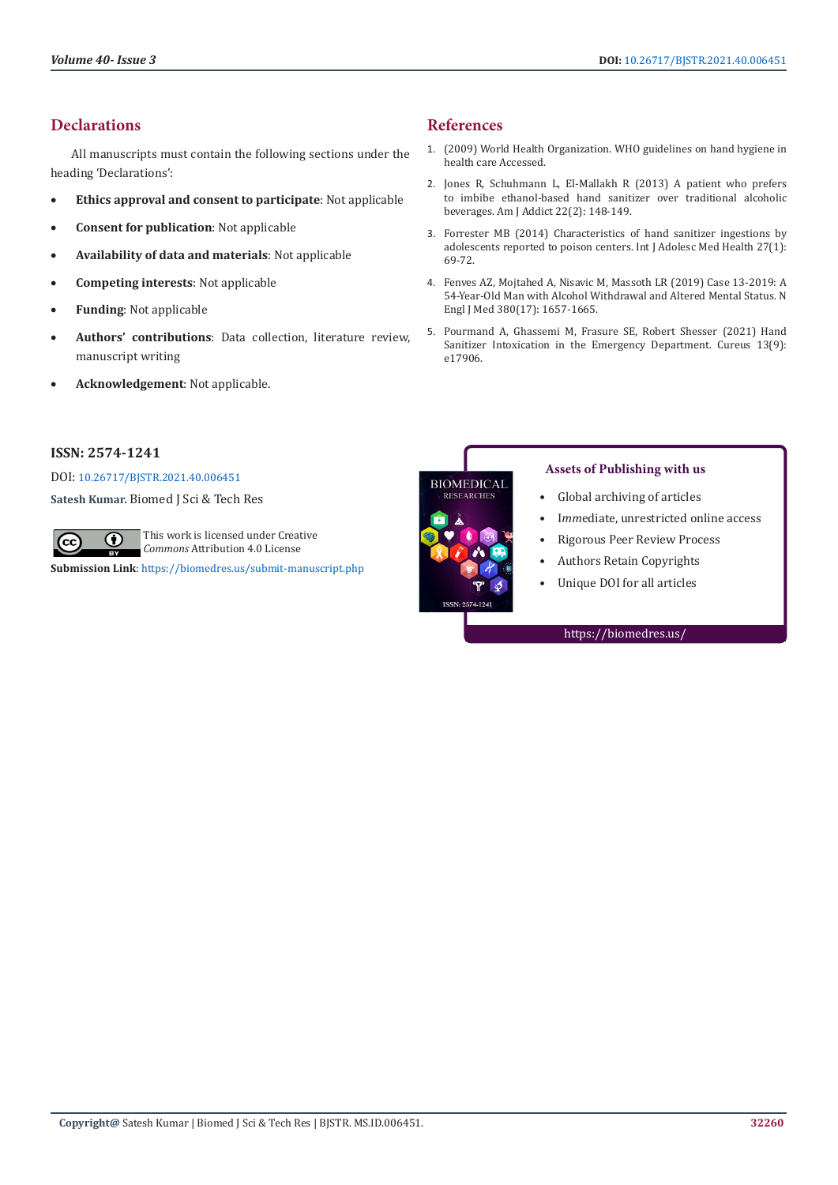## Declarations

All manuscripts must contain the following sections under the heading 'Declarations':

- **Ethics approval and consent to participate**: Not applicable
- **Consent for publication**: Not applicable
- **Availability of data and materials**: Not applicable
- **Competing interests**: Not applicable
- **Funding**: Not applicable
- **Authors' contributions**: Data collection, literature review, manuscript writing
- **Acknowledgement**: Not applicable.

## References

1. (2009) World Health Organization. WHO guidelines on hand hygiene in health care Accessed.
2. Jones R, Schuhmann L, El-Mallakh R (2013) A patient who prefers to imbibe ethanol-based hand sanitizer over traditional alcoholic beverages. Am J Addict 22(2): 148-149.
3. Forrester MB (2014) Characteristics of hand sanitizer ingestions by adolescents reported to poison centers. Int J Adolesc Med Health 27(1): 69-72.
4. Fenves AZ, Mojtahed A, Nisavic M, Massoth LR (2019) Case 13-2019: A 54-Year-Old Man with Alcohol Withdrawal and Altered Mental Status. N Engl J Med 380(17): 1657-1665.
5. Pourmand A, Ghassemi M, Frasure SE, Robert Shesser (2021) Hand Sanitizer Intoxication in the Emergency Department. Cureus 13(9): e17906.

**ISSN: 2574-1241**

DOI: 10.26717/BJSTR.2021.40.006451

**Satesh Kumar.** Biomed J Sci & Tech Res

This work is licensed under Creative *Commons* Attribution 4.0 License

**Submission Link**: https://biomedres.us/submit-manuscript.php

**Assets of Publishing with us**

- Global archiving of articles
- Immediate, unrestricted online access
- Rigorous Peer Review Process
- Authors Retain Copyrights
- Unique DOI for all articles

https://biomedres.us/